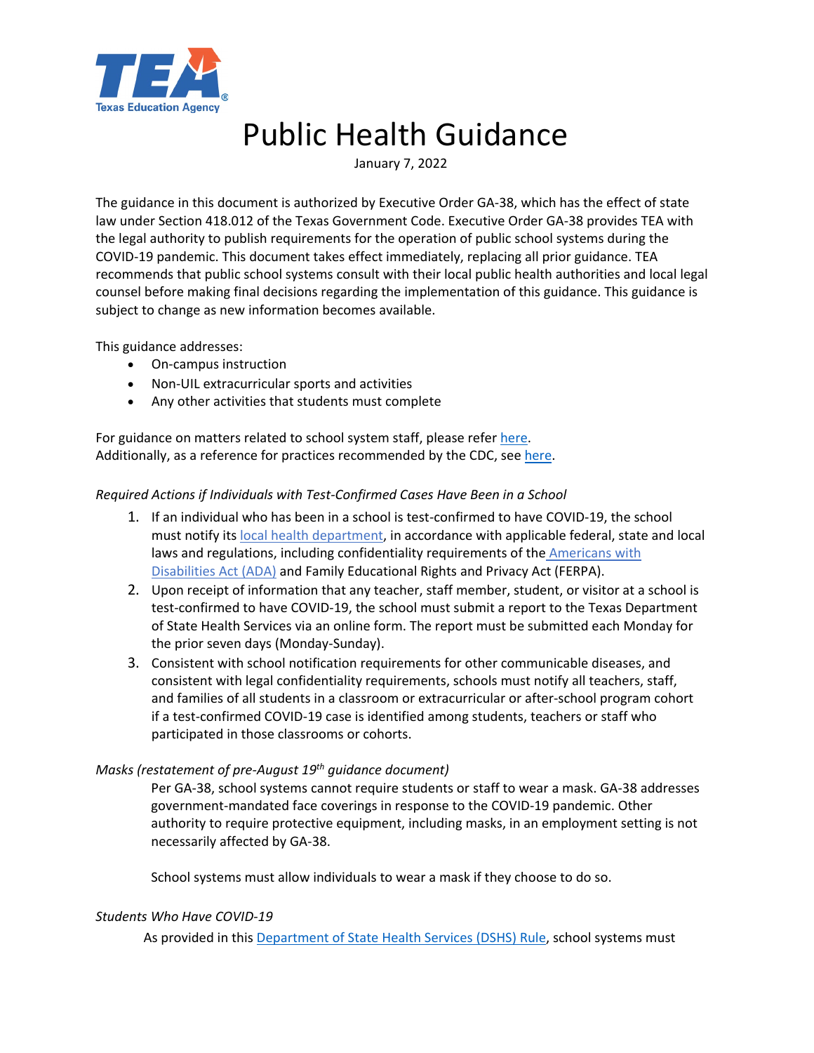Texas Education Agency

# Public Health Guidance

January 7, 2022

The guidance in this document is authorized by Executive Order GA-38, which has the effect of state law under Section 418.012 of the Texas Government Code. Executive Order GA-38 provides TEA with the legal authority to publish requirements for the operation of public school systems during the COVID-19 pandemic. This document takes effect immediately, replacing all prior guidance. TEA recommends that public school systems consult with their local public health authorities and local legal counsel before making final decisions regarding the implementation of this guidance. This guidance is subject to change as new information becomes available.

This guidance addresses:

- On-campus instruction
- Non-UIL extracurricular sports and activities
- Any other activities that students must complete

For guidance on matters related to school system staff, please refer here.
Additionally, as a reference for practices recommended by the CDC, see here.

*Required Actions if Individuals with Test-Confirmed Cases Have Been in a School*

1. If an individual who has been in a school is test-confirmed to have COVID-19, the school must notify its local health department, in accordance with applicable federal, state and local laws and regulations, including confidentiality requirements of the Americans with Disabilities Act (ADA) and Family Educational Rights and Privacy Act (FERPA).
2. Upon receipt of information that any teacher, staff member, student, or visitor at a school is test-confirmed to have COVID-19, the school must submit a report to the Texas Department of State Health Services via an online form. The report must be submitted each Monday for the prior seven days (Monday-Sunday).
3. Consistent with school notification requirements for other communicable diseases, and consistent with legal confidentiality requirements, schools must notify all teachers, staff, and families of all students in a classroom or extracurricular or after-school program cohort if a test-confirmed COVID-19 case is identified among students, teachers or staff who participated in those classrooms or cohorts.

*Masks (restatement of pre-August 19th guidance document)*

Per GA-38, school systems cannot require students or staff to wear a mask. GA-38 addresses government-mandated face coverings in response to the COVID-19 pandemic. Other authority to require protective equipment, including masks, in an employment setting is not necessarily affected by GA-38.

School systems must allow individuals to wear a mask if they choose to do so.

*Students Who Have COVID-19*

As provided in this Department of State Health Services (DSHS) Rule, school systems must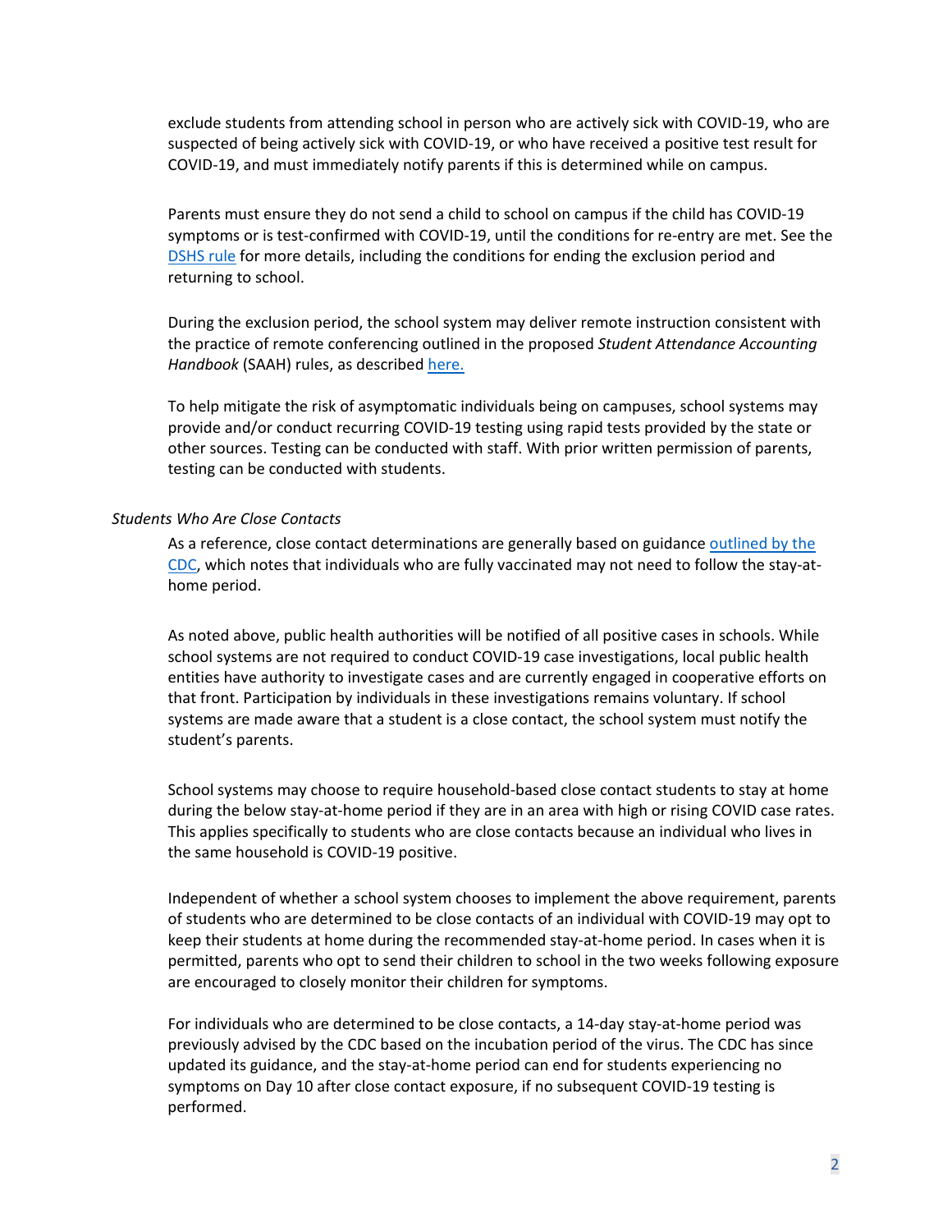exclude students from attending school in person who are actively sick with COVID-19, who are suspected of being actively sick with COVID-19, or who have received a positive test result for COVID-19, and must immediately notify parents if this is determined while on campus.

Parents must ensure they do not send a child to school on campus if the child has COVID-19 symptoms or is test-confirmed with COVID-19, until the conditions for re-entry are met. See the DSHS rule for more details, including the conditions for ending the exclusion period and returning to school.

During the exclusion period, the school system may deliver remote instruction consistent with the practice of remote conferencing outlined in the proposed *Student Attendance Accounting Handbook* (SAAH) rules, as described here.

To help mitigate the risk of asymptomatic individuals being on campuses, school systems may provide and/or conduct recurring COVID-19 testing using rapid tests provided by the state or other sources. Testing can be conducted with staff. With prior written permission of parents, testing can be conducted with students.

*Students Who Are Close Contacts*

As a reference, close contact determinations are generally based on guidance outlined by the CDC, which notes that individuals who are fully vaccinated may not need to follow the stay-at-home period.

As noted above, public health authorities will be notified of all positive cases in schools. While school systems are not required to conduct COVID-19 case investigations, local public health entities have authority to investigate cases and are currently engaged in cooperative efforts on that front. Participation by individuals in these investigations remains voluntary. If school systems are made aware that a student is a close contact, the school system must notify the student's parents.

School systems may choose to require household-based close contact students to stay at home during the below stay-at-home period if they are in an area with high or rising COVID case rates. This applies specifically to students who are close contacts because an individual who lives in the same household is COVID-19 positive.

Independent of whether a school system chooses to implement the above requirement, parents of students who are determined to be close contacts of an individual with COVID-19 may opt to keep their students at home during the recommended stay-at-home period. In cases when it is permitted, parents who opt to send their children to school in the two weeks following exposure are encouraged to closely monitor their children for symptoms.

For individuals who are determined to be close contacts, a 14-day stay-at-home period was previously advised by the CDC based on the incubation period of the virus. The CDC has since updated its guidance, and the stay-at-home period can end for students experiencing no symptoms on Day 10 after close contact exposure, if no subsequent COVID-19 testing is performed.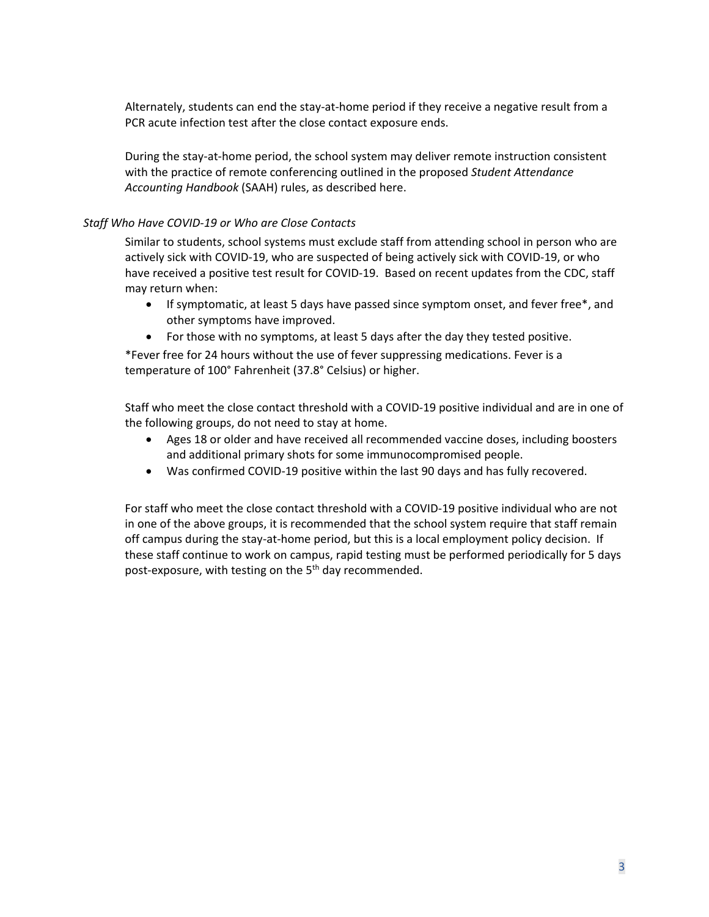Alternately, students can end the stay-at-home period if they receive a negative result from a PCR acute infection test after the close contact exposure ends.

During the stay-at-home period, the school system may deliver remote instruction consistent with the practice of remote conferencing outlined in the proposed *Student Attendance Accounting Handbook* (SAAH) rules, as described here.

### *Staff Who Have COVID-19 or Who are Close Contacts*

Similar to students, school systems must exclude staff from attending school in person who are actively sick with COVID-19, who are suspected of being actively sick with COVID-19, or who have received a positive test result for COVID-19. Based on recent updates from the CDC, staff may return when:

- If symptomatic, at least 5 days have passed since symptom onset, and fever free*, and other symptoms have improved.
- For those with no symptoms, at least 5 days after the day they tested positive.

*Fever free for 24 hours without the use of fever suppressing medications. Fever is a temperature of 100° Fahrenheit (37.8° Celsius) or higher.

Staff who meet the close contact threshold with a COVID-19 positive individual and are in one of the following groups, do not need to stay at home.

- Ages 18 or older and have received all recommended vaccine doses, including boosters and additional primary shots for some immunocompromised people.
- Was confirmed COVID-19 positive within the last 90 days and has fully recovered.

For staff who meet the close contact threshold with a COVID-19 positive individual who are not in one of the above groups, it is recommended that the school system require that staff remain off campus during the stay-at-home period, but this is a local employment policy decision. If these staff continue to work on campus, rapid testing must be performed periodically for 5 days post-exposure, with testing on the 5th day recommended.